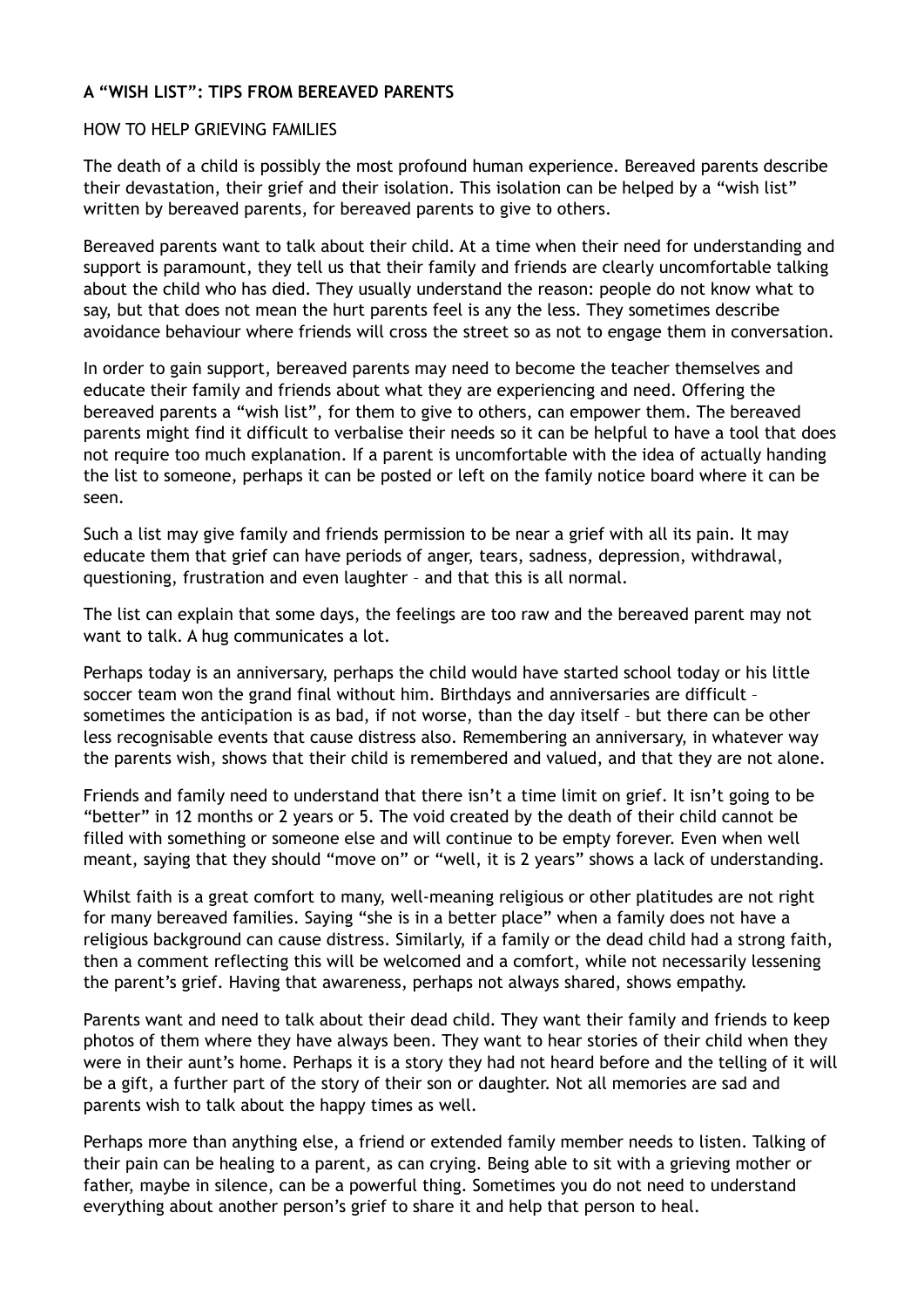# A "WISH LIST": TIPS FROM BEREAVED PARENTS

## HOW TO HELP GRIEVING FAMILIES

The death of a child is possibly the most profound human experience. Bereaved parents describe their devastation, their grief and their isolation. This isolation can be helped by a "wish list" written by bereaved parents, for bereaved parents to give to others.

Bereaved parents want to talk about their child. At a time when their need for understanding and support is paramount, they tell us that their family and friends are clearly uncomfortable talking about the child who has died. They usually understand the reason: people do not know what to say, but that does not mean the hurt parents feel is any the less. They sometimes describe avoidance behaviour where friends will cross the street so as not to engage them in conversation.

In order to gain support, bereaved parents may need to become the teacher themselves and educate their family and friends about what they are experiencing and need. Offering the bereaved parents a "wish list", for them to give to others, can empower them. The bereaved parents might find it difficult to verbalise their needs so it can be helpful to have a tool that does not require too much explanation. If a parent is uncomfortable with the idea of actually handing the list to someone, perhaps it can be posted or left on the family notice board where it can be seen.

Such a list may give family and friends permission to be near a grief with all its pain. It may educate them that grief can have periods of anger, tears, sadness, depression, withdrawal, questioning, frustration and even laughter – and that this is all normal.

The list can explain that some days, the feelings are too raw and the bereaved parent may not want to talk. A hug communicates a lot.

Perhaps today is an anniversary, perhaps the child would have started school today or his little soccer team won the grand final without him. Birthdays and anniversaries are difficult – sometimes the anticipation is as bad, if not worse, than the day itself – but there can be other less recognisable events that cause distress also. Remembering an anniversary, in whatever way the parents wish, shows that their child is remembered and valued, and that they are not alone.

Friends and family need to understand that there isn't a time limit on grief. It isn't going to be "better" in 12 months or 2 years or 5. The void created by the death of their child cannot be filled with something or someone else and will continue to be empty forever. Even when well meant, saying that they should "move on" or "well, it is 2 years" shows a lack of understanding.

Whilst faith is a great comfort to many, well-meaning religious or other platitudes are not right for many bereaved families. Saying "she is in a better place" when a family does not have a religious background can cause distress. Similarly, if a family or the dead child had a strong faith, then a comment reflecting this will be welcomed and a comfort, while not necessarily lessening the parent's grief. Having that awareness, perhaps not always shared, shows empathy.

Parents want and need to talk about their dead child. They want their family and friends to keep photos of them where they have always been. They want to hear stories of their child when they were in their aunt's home. Perhaps it is a story they had not heard before and the telling of it will be a gift, a further part of the story of their son or daughter. Not all memories are sad and parents wish to talk about the happy times as well.

Perhaps more than anything else, a friend or extended family member needs to listen. Talking of their pain can be healing to a parent, as can crying. Being able to sit with a grieving mother or father, maybe in silence, can be a powerful thing. Sometimes you do not need to understand everything about another person's grief to share it and help that person to heal.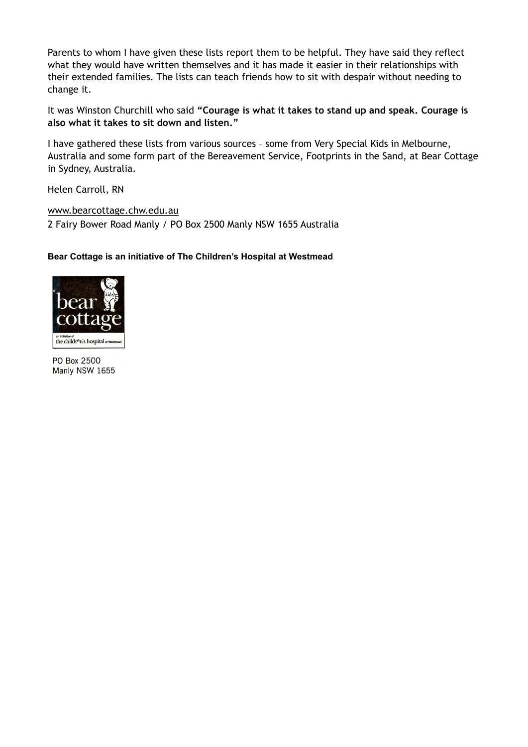Parents to whom I have given these lists report them to be helpful. They have said they reflect what they would have written themselves and it has made it easier in their relationships with their extended families. The lists can teach friends how to sit with despair without needing to change it.

It was Winston Churchill who said **“Courage is what it takes to stand up and speak. Courage is also what it takes to sit down and listen.”**

I have gathered these lists from various sources – some from Very Special Kids in Melbourne, Australia and some form part of the Bereavement Service, Footprints in the Sand, at Bear Cottage in Sydney, Australia.

Helen Carroll, RN

www.bearcottage.chw.edu.au
2 Fairy Bower Road Manly / PO Box 2500 Manly NSW 1655 Australia

**Bear Cottage is an initiative of The Children’s Hospital at Westmead**

bear cottage
an initiative of the children's hospital at Westmead

PO Box 2500
Manly NSW 1655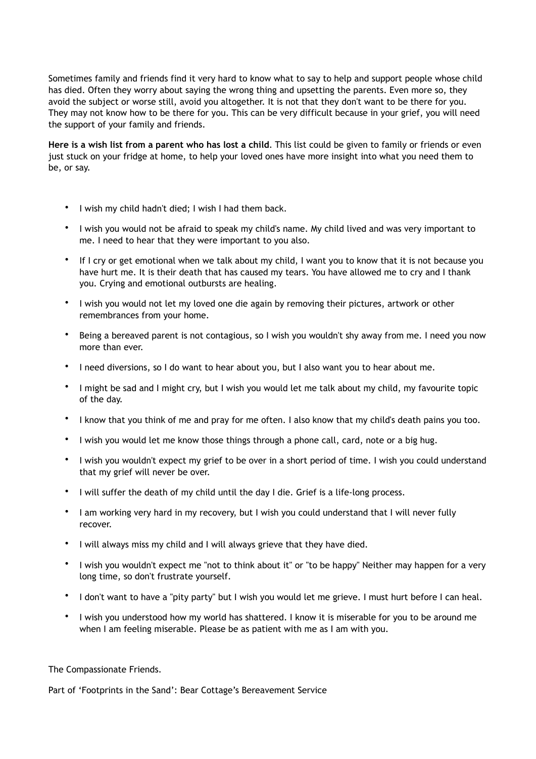Sometimes family and friends find it very hard to know what to say to help and support people whose child has died. Often they worry about saying the wrong thing and upsetting the parents. Even more so, they avoid the subject or worse still, avoid you altogether. It is not that they don't want to be there for you. They may not know how to be there for you. This can be very difficult because in your grief, you will need the support of your family and friends.

**Here is a wish list from a parent who has lost a child**. This list could be given to family or friends or even just stuck on your fridge at home, to help your loved ones have more insight into what you need them to be, or say.

- I wish my child hadn't died; I wish I had them back.
- I wish you would not be afraid to speak my child's name. My child lived and was very important to me. I need to hear that they were important to you also.
- If I cry or get emotional when we talk about my child, I want you to know that it is not because you have hurt me. It is their death that has caused my tears. You have allowed me to cry and I thank you. Crying and emotional outbursts are healing.
- I wish you would not let my loved one die again by removing their pictures, artwork or other remembrances from your home.
- Being a bereaved parent is not contagious, so I wish you wouldn't shy away from me. I need you now more than ever.
- I need diversions, so I do want to hear about you, but I also want you to hear about me.
- I might be sad and I might cry, but I wish you would let me talk about my child, my favourite topic of the day.
- I know that you think of me and pray for me often. I also know that my child's death pains you too.
- I wish you would let me know those things through a phone call, card, note or a big hug.
- I wish you wouldn't expect my grief to be over in a short period of time. I wish you could understand that my grief will never be over.
- I will suffer the death of my child until the day I die. Grief is a life-long process.
- I am working very hard in my recovery, but I wish you could understand that I will never fully recover.
- I will always miss my child and I will always grieve that they have died.
- I wish you wouldn't expect me "not to think about it" or "to be happy" Neither may happen for a very long time, so don't frustrate yourself.
- I don't want to have a "pity party" but I wish you would let me grieve. I must hurt before I can heal.
- I wish you understood how my world has shattered. I know it is miserable for you to be around me when I am feeling miserable. Please be as patient with me as I am with you.

The Compassionate Friends.

Part of 'Footprints in the Sand': Bear Cottage's Bereavement Service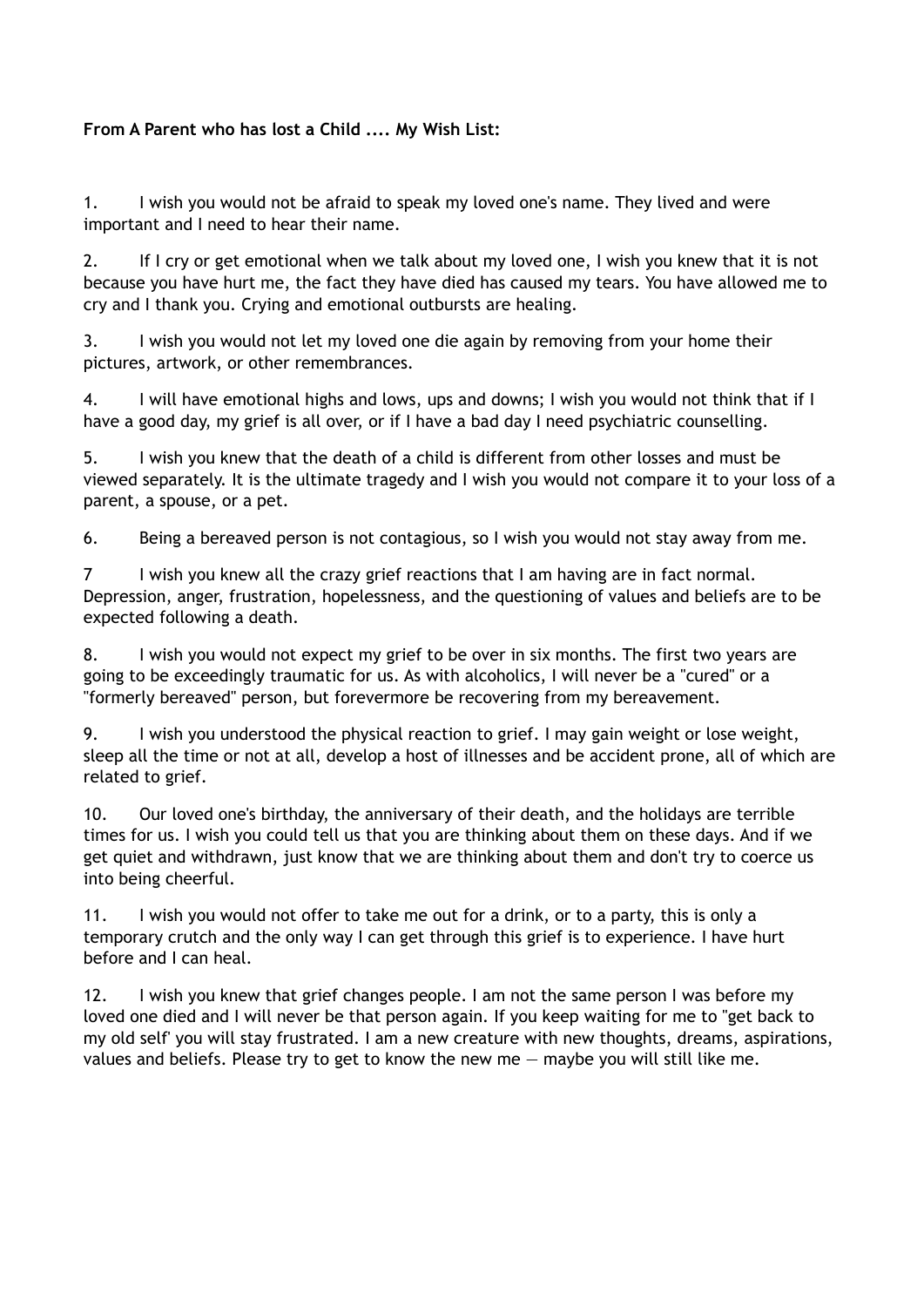**From A Parent who has lost a Child .... My Wish List:**

1. I wish you would not be afraid to speak my loved one's name. They lived and were important and I need to hear their name.

2. If I cry or get emotional when we talk about my loved one, I wish you knew that it is not because you have hurt me, the fact they have died has caused my tears. You have allowed me to cry and I thank you. Crying and emotional outbursts are healing.

3. I wish you would not let my loved one die again by removing from your home their pictures, artwork, or other remembrances.

4. I will have emotional highs and lows, ups and downs; I wish you would not think that if I have a good day, my grief is all over, or if I have a bad day I need psychiatric counselling.

5. I wish you knew that the death of a child is different from other losses and must be viewed separately. It is the ultimate tragedy and I wish you would not compare it to your loss of a parent, a spouse, or a pet.

6. Being a bereaved person is not contagious, so I wish you would not stay away from me.

7 I wish you knew all the crazy grief reactions that I am having are in fact normal. Depression, anger, frustration, hopelessness, and the questioning of values and beliefs are to be expected following a death.

8. I wish you would not expect my grief to be over in six months. The first two years are going to be exceedingly traumatic for us. As with alcoholics, I will never be a "cured" or a "formerly bereaved" person, but forevermore be recovering from my bereavement.

9. I wish you understood the physical reaction to grief. I may gain weight or lose weight, sleep all the time or not at all, develop a host of illnesses and be accident prone, all of which are related to grief.

10. Our loved one's birthday, the anniversary of their death, and the holidays are terrible times for us. I wish you could tell us that you are thinking about them on these days. And if we get quiet and withdrawn, just know that we are thinking about them and don't try to coerce us into being cheerful.

11. I wish you would not offer to take me out for a drink, or to a party, this is only a temporary crutch and the only way I can get through this grief is to experience. I have hurt before and I can heal.

12. I wish you knew that grief changes people. I am not the same person I was before my loved one died and I will never be that person again. If you keep waiting for me to "get back to my old self' you will stay frustrated. I am a new creature with new thoughts, dreams, aspirations, values and beliefs. Please try to get to know the new me — maybe you will still like me.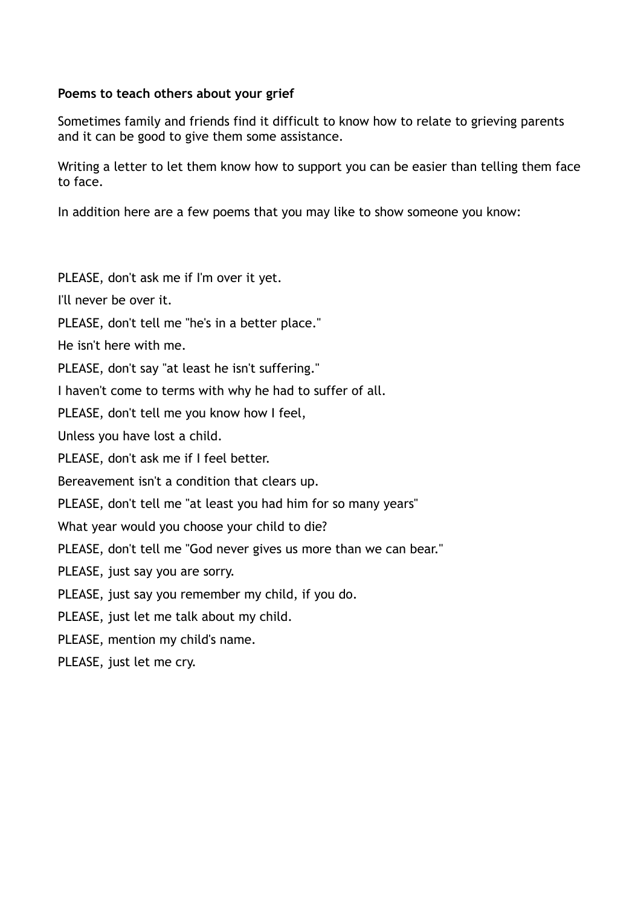**Poems to teach others about your grief**

Sometimes family and friends find it difficult to know how to relate to grieving parents and it can be good to give them some assistance.

Writing a letter to let them know how to support you can be easier than telling them face to face.

In addition here are a few poems that you may like to show someone you know:

PLEASE, don't ask me if I'm over it yet.

I'll never be over it.

PLEASE, don't tell me "he's in a better place."

He isn't here with me.

PLEASE, don't say "at least he isn't suffering."

I haven't come to terms with why he had to suffer of all.

PLEASE, don't tell me you know how I feel,

Unless you have lost a child.

PLEASE, don't ask me if I feel better.

Bereavement isn't a condition that clears up.

PLEASE, don't tell me "at least you had him for so many years"

What year would you choose your child to die?

PLEASE, don't tell me "God never gives us more than we can bear."

PLEASE, just say you are sorry.

PLEASE, just say you remember my child, if you do.

PLEASE, just let me talk about my child.

PLEASE, mention my child's name.

PLEASE, just let me cry.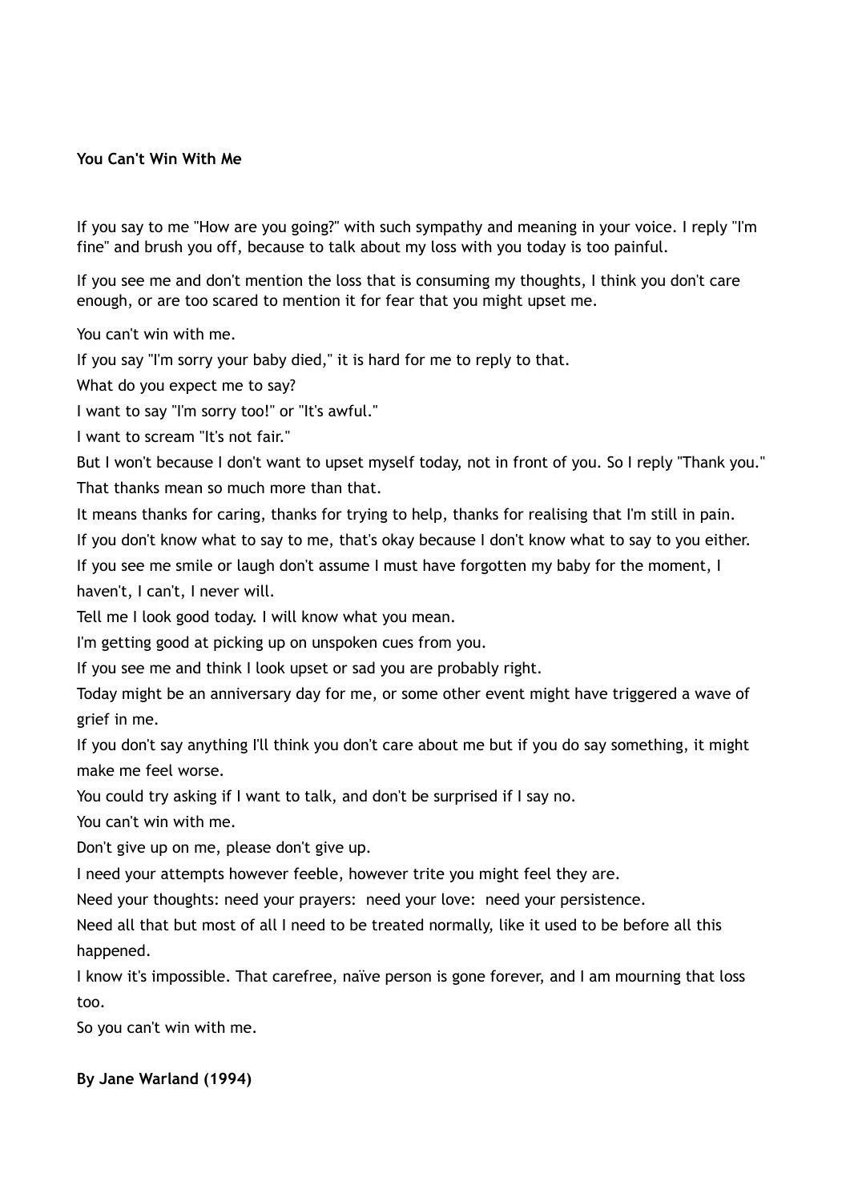**You Can't Win With Me**

If you say to me "How are you going?" with such sympathy and meaning in your voice. I reply "I'm fine" and brush you off, because to talk about my loss with you today is too painful.

If you see me and don't mention the loss that is consuming my thoughts, I think you don't care enough, or are too scared to mention it for fear that you might upset me.

You can't win with me.

If you say "I'm sorry your baby died," it is hard for me to reply to that.

What do you expect me to say?

I want to say "I'm sorry too!" or "It's awful."

I want to scream "It's not fair."

But I won't because I don't want to upset myself today, not in front of you. So I reply "Thank you."

That thanks mean so much more than that.

It means thanks for caring, thanks for trying to help, thanks for realising that I'm still in pain.

If you don't know what to say to me, that's okay because I don't know what to say to you either.

If you see me smile or laugh don't assume I must have forgotten my baby for the moment, I haven't, I can't, I never will.

Tell me I look good today. I will know what you mean.

I'm getting good at picking up on unspoken cues from you.

If you see me and think I look upset or sad you are probably right.

Today might be an anniversary day for me, or some other event might have triggered a wave of grief in me.

If you don't say anything I'll think you don't care about me but if you do say something, it might make me feel worse.

You could try asking if I want to talk, and don't be surprised if I say no.

You can't win with me.

Don't give up on me, please don't give up.

I need your attempts however feeble, however trite you might feel they are.

Need your thoughts: need your prayers: need your love: need your persistence.

Need all that but most of all I need to be treated normally, like it used to be before all this happened.

I know it's impossible. That carefree, naïve person is gone forever, and I am mourning that loss too.

So you can't win with me.

**By Jane Warland (1994)**